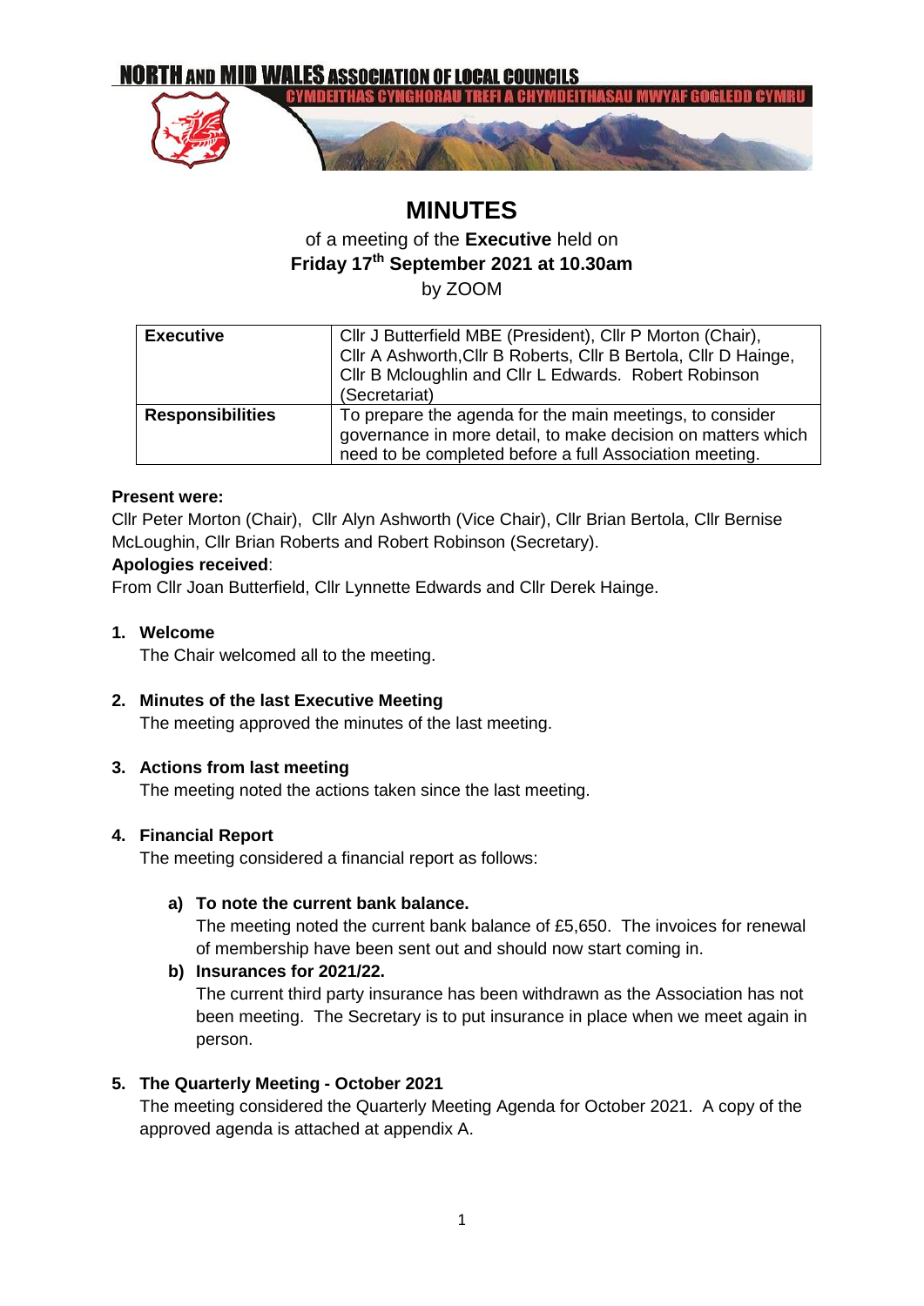NORTH AND MID WALES ASSOCIATION OF LOCAL COUNCILS

CYMDEITHAS CYNGHORAU TREFI A CHYMDEITHASAU MWYAF GOGLEDD CYMRU

# MINUTES

of a meeting of the **Executive** held on

**Friday 17th September 2021 at 10.30am**

by ZOOM

| **Executive** | Cllr J Butterfield MBE (President), Cllr P Morton (Chair), Cllr A Ashworth,Cllr B Roberts, Cllr B Bertola, Cllr D Hainge, Cllr B Mcloughlin and Cllr L Edwards. Robert Robinson (Secretariat) |
|---|---|
| **Responsibilities** | To prepare the agenda for the main meetings, to consider governance in more detail, to make decision on matters which need to be completed before a full Association meeting. |

**Present were:**

Cllr Peter Morton (Chair), Cllr Alyn Ashworth (Vice Chair), Cllr Brian Bertola, Cllr Bernise McLoughin, Cllr Brian Roberts and Robert Robinson (Secretary).

**Apologies received**:

From Cllr Joan Butterfield, Cllr Lynnette Edwards and Cllr Derek Hainge.

1. **Welcome**

   The Chair welcomed all to the meeting.

2. **Minutes of the last Executive Meeting**

   The meeting approved the minutes of the last meeting.

3. **Actions from last meeting**

   The meeting noted the actions taken since the last meeting.

4. **Financial Report**

   The meeting considered a financial report as follows:

   a) **To note the current bank balance.**

      The meeting noted the current bank balance of £5,650. The invoices for renewal of membership have been sent out and should now start coming in.

   b) **Insurances for 2021/22.**

      The current third party insurance has been withdrawn as the Association has not been meeting. The Secretary is to put insurance in place when we meet again in person.

5. **The Quarterly Meeting - October 2021**

   The meeting considered the Quarterly Meeting Agenda for October 2021. A copy of the approved agenda is attached at appendix A.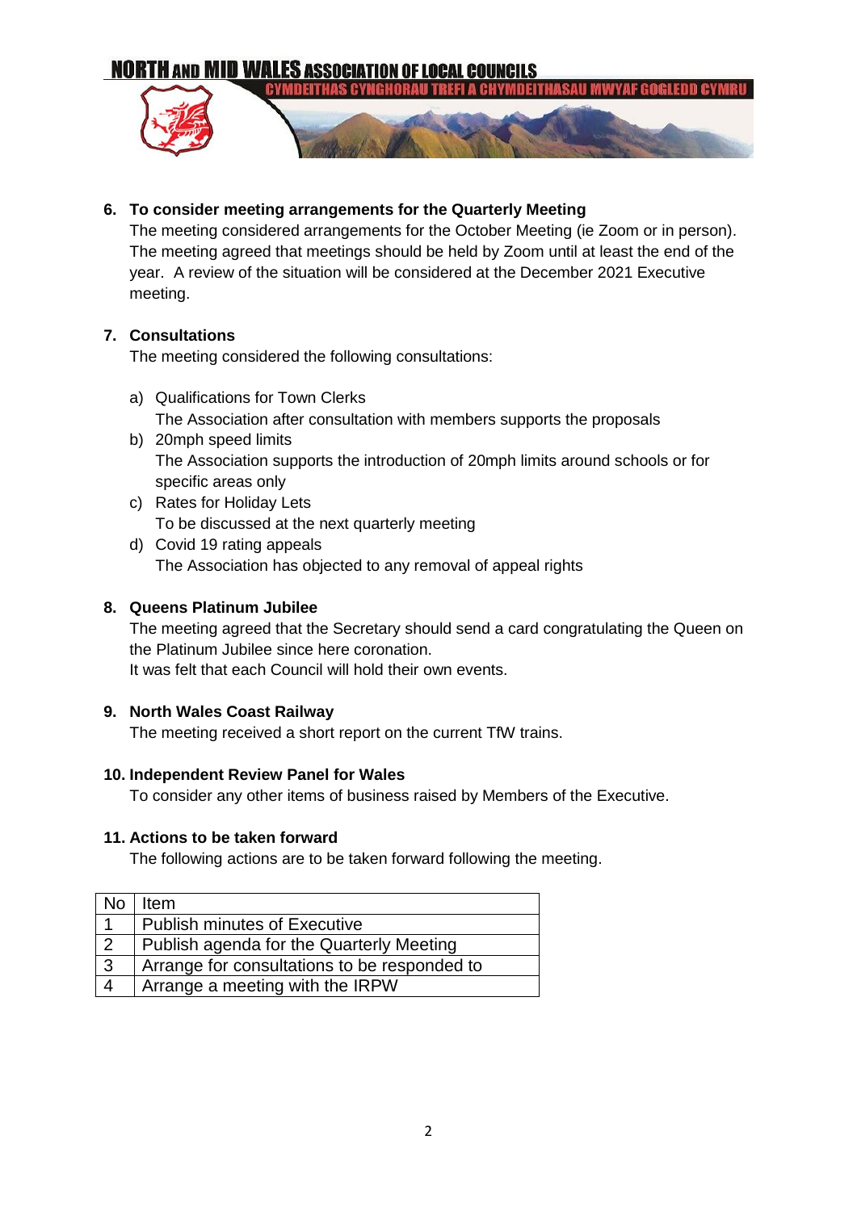## 6. To consider meeting arrangements for the Quarterly Meeting

The meeting considered arrangements for the October Meeting (ie Zoom or in person). The meeting agreed that meetings should be held by Zoom until at least the end of the year. A review of the situation will be considered at the December 2021 Executive meeting.

## 7. Consultations

The meeting considered the following consultations:

a) Qualifications for Town Clerks
   The Association after consultation with members supports the proposals
b) 20mph speed limits
   The Association supports the introduction of 20mph limits around schools or for specific areas only
c) Rates for Holiday Lets
   To be discussed at the next quarterly meeting
d) Covid 19 rating appeals
   The Association has objected to any removal of appeal rights

## 8. Queens Platinum Jubilee

The meeting agreed that the Secretary should send a card congratulating the Queen on the Platinum Jubilee since here coronation.
It was felt that each Council will hold their own events.

## 9. North Wales Coast Railway

The meeting received a short report on the current TfW trains.

## 10. Independent Review Panel for Wales

To consider any other items of business raised by Members of the Executive.

## 11. Actions to be taken forward

The following actions are to be taken forward following the meeting.

| No | Item |
|---|---|
| 1 | Publish minutes of Executive |
| 2 | Publish agenda for the Quarterly Meeting |
| 3 | Arrange for consultations to be responded to |
| 4 | Arrange a meeting with the IRPW |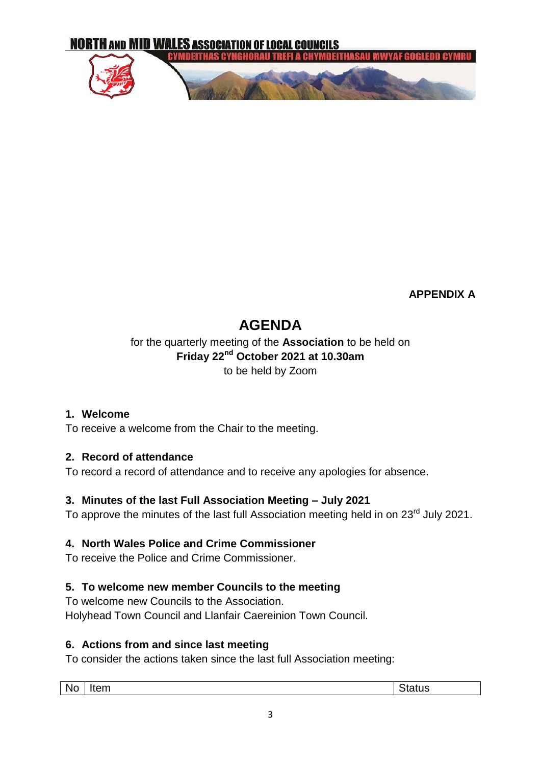**NORTH AND MID WALES ASSOCIATION OF LOCAL COUNCILS**
**CYMDEITHAS CYNGHORAU TREFI A CHYMDEITHASAU MWYAF GOGLEDD CYMRU**

**APPENDIX A**

# AGENDA

for the quarterly meeting of the **Association** to be held on
**Friday 22nd October 2021 at 10.30am**
to be held by Zoom

### 1. Welcome

To receive a welcome from the Chair to the meeting.

### 2. Record of attendance

To record a record of attendance and to receive any apologies for absence.

### 3. Minutes of the last Full Association Meeting – July 2021

To approve the minutes of the last full Association meeting held in on 23rd July 2021.

### 4. North Wales Police and Crime Commissioner

To receive the Police and Crime Commissioner.

### 5. To welcome new member Councils to the meeting

To welcome new Councils to the Association.
Holyhead Town Council and Llanfair Caereinion Town Council.

### 6. Actions from and since last meeting

To consider the actions taken since the last full Association meeting:

| No | Item | Status |
|---|---|---|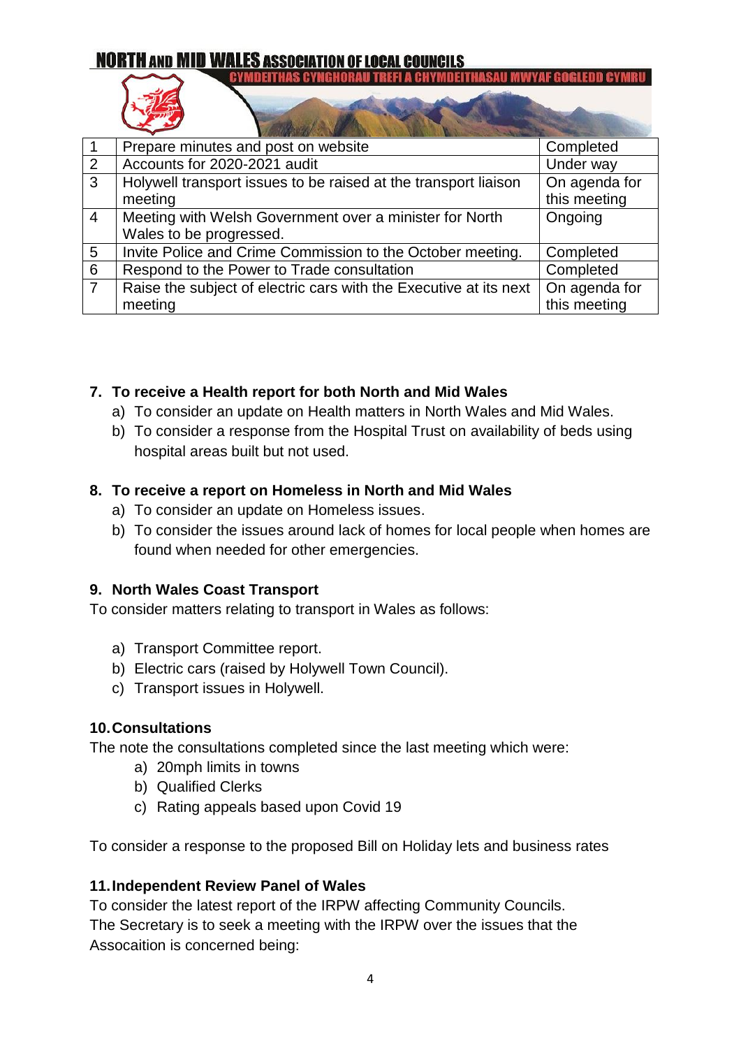| | | |
|---|---|---|
| 1 | Prepare minutes and post on website | Completed |
| 2 | Accounts for 2020-2021 audit | Under way |
| 3 | Holywell transport issues to be raised at the transport liaison meeting | On agenda for this meeting |
| 4 | Meeting with Welsh Government over a minister for North Wales to be progressed. | Ongoing |
| 5 | Invite Police and Crime Commission to the October meeting. | Completed |
| 6 | Respond to the Power to Trade consultation | Completed |
| 7 | Raise the subject of electric cars with the Executive at its next meeting | On agenda for this meeting |

**7. To receive a Health report for both North and Mid Wales**

a) To consider an update on Health matters in North Wales and Mid Wales.
b) To consider a response from the Hospital Trust on availability of beds using hospital areas built but not used.

**8. To receive a report on Homeless in North and Mid Wales**

a) To consider an update on Homeless issues.
b) To consider the issues around lack of homes for local people when homes are found when needed for other emergencies.

**9. North Wales Coast Transport**

To consider matters relating to transport in Wales as follows:

a) Transport Committee report.
b) Electric cars (raised by Holywell Town Council).
c) Transport issues in Holywell.

**10. Consultations**

The note the consultations completed since the last meeting which were:

a) 20mph limits in towns
b) Qualified Clerks
c) Rating appeals based upon Covid 19

To consider a response to the proposed Bill on Holiday lets and business rates

**11. Independent Review Panel of Wales**

To consider the latest report of the IRPW affecting Community Councils.
The Secretary is to seek a meeting with the IRPW over the issues that the Assocaition is concerned being: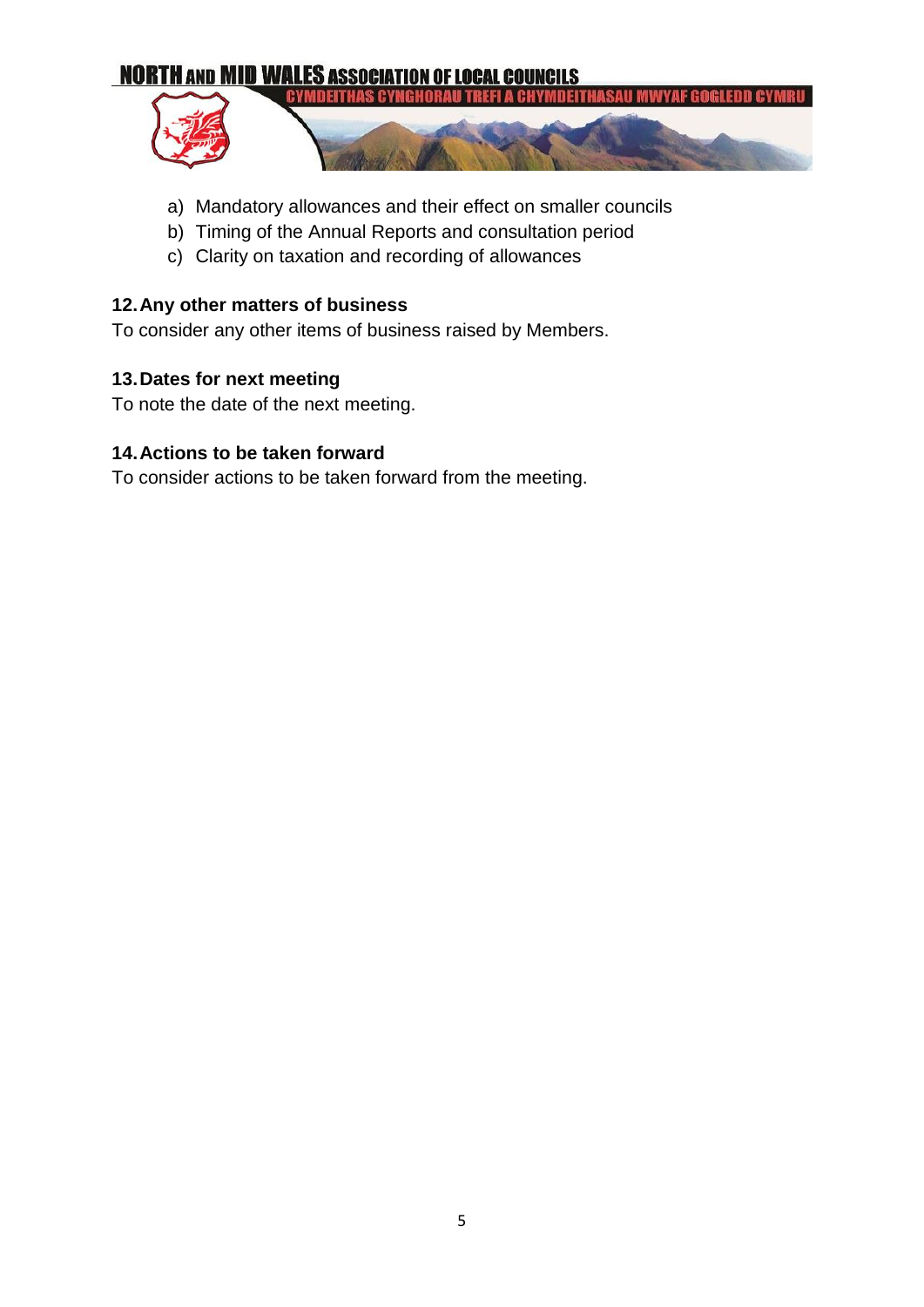a) Mandatory allowances and their effect on smaller councils
b) Timing of the Annual Reports and consultation period
c) Clarity on taxation and recording of allowances

### 12. Any other matters of business

To consider any other items of business raised by Members.

### 13. Dates for next meeting

To note the date of the next meeting.

### 14. Actions to be taken forward

To consider actions to be taken forward from the meeting.